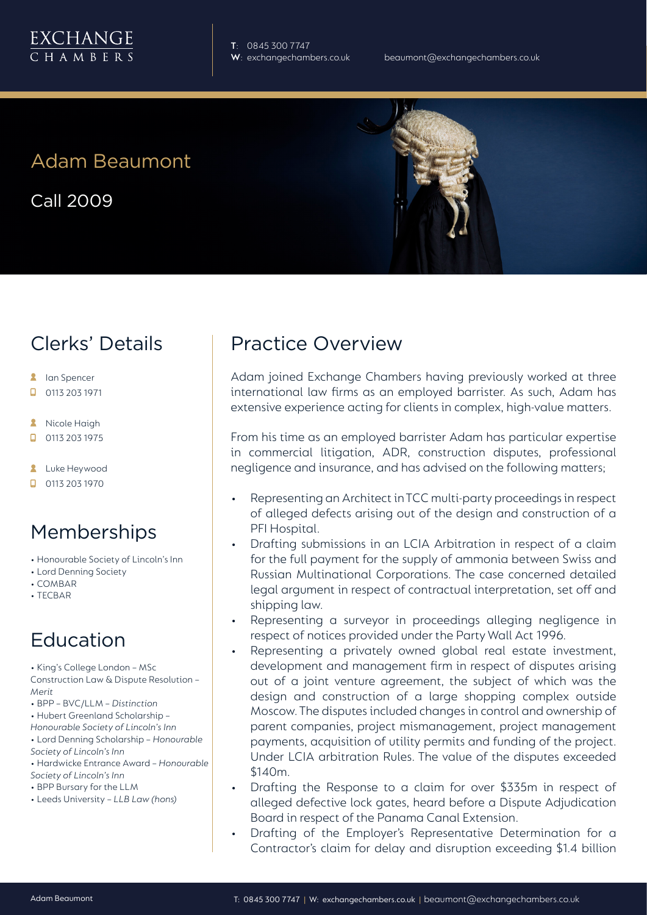EXCHANGE CHAMBERS

T: 0845 300 7747
W: exchangechambers.co.uk
beaumont@exchangechambers.co.uk

# Adam Beaumont

Call 2009

## Clerks' Details

- Ian Spencer
- 0113 203 1971
- Nicole Haigh
- 0113 203 1975
- Luke Heywood
- 0113 203 1970

## Memberships

- Honourable Society of Lincoln's Inn
- Lord Denning Society
- COMBAR
- TECBAR

## Education

- King's College London – MSc Construction Law & Dispute Resolution – *Merit*
- BPP – BVC/LLM – *Distinction*
- Hubert Greenland Scholarship – *Honourable Society of Lincoln's Inn*
- Lord Denning Scholarship – *Honourable Society of Lincoln's Inn*
- Hardwicke Entrance Award – *Honourable Society of Lincoln's Inn*
- BPP Bursary for the LLM
- Leeds University – *LLB Law (hons)*

## Practice Overview

Adam joined Exchange Chambers having previously worked at three international law firms as an employed barrister. As such, Adam has extensive experience acting for clients in complex, high-value matters.

From his time as an employed barrister Adam has particular expertise in commercial litigation, ADR, construction disputes, professional negligence and insurance, and has advised on the following matters;

- Representing an Architect in TCC multi-party proceedings in respect of alleged defects arising out of the design and construction of a PFI Hospital.
- Drafting submissions in an LCIA Arbitration in respect of a claim for the full payment for the supply of ammonia between Swiss and Russian Multinational Corporations. The case concerned detailed legal argument in respect of contractual interpretation, set off and shipping law.
- Representing a surveyor in proceedings alleging negligence in respect of notices provided under the Party Wall Act 1996.
- Representing a privately owned global real estate investment, development and management firm in respect of disputes arising out of a joint venture agreement, the subject of which was the design and construction of a large shopping complex outside Moscow. The disputes included changes in control and ownership of parent companies, project mismanagement, project management payments, acquisition of utility permits and funding of the project. Under LCIA arbitration Rules. The value of the disputes exceeded \$140m.
- Drafting the Response to a claim for over \$335m in respect of alleged defective lock gates, heard before a Dispute Adjudication Board in respect of the Panama Canal Extension.
- Drafting of the Employer's Representative Determination for a Contractor's claim for delay and disruption exceeding \$1.4 billion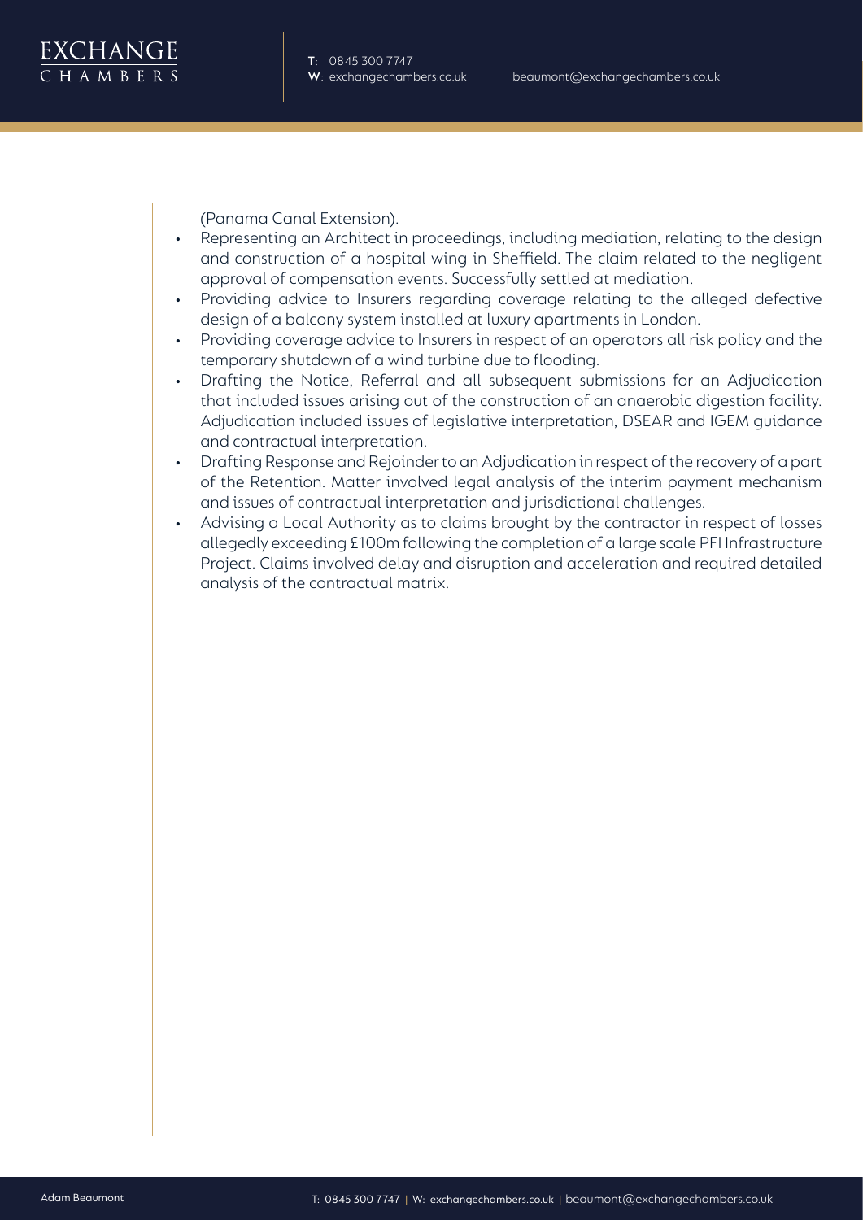(Panama Canal Extension).

- Representing an Architect in proceedings, including mediation, relating to the design and construction of a hospital wing in Sheffield. The claim related to the negligent approval of compensation events. Successfully settled at mediation.
- Providing advice to Insurers regarding coverage relating to the alleged defective design of a balcony system installed at luxury apartments in London.
- Providing coverage advice to Insurers in respect of an operators all risk policy and the temporary shutdown of a wind turbine due to flooding.
- Drafting the Notice, Referral and all subsequent submissions for an Adjudication that included issues arising out of the construction of an anaerobic digestion facility. Adjudication included issues of legislative interpretation, DSEAR and IGEM guidance and contractual interpretation.
- Drafting Response and Rejoinder to an Adjudication in respect of the recovery of a part of the Retention. Matter involved legal analysis of the interim payment mechanism and issues of contractual interpretation and jurisdictional challenges.
- Advising a Local Authority as to claims brought by the contractor in respect of losses allegedly exceeding £100m following the completion of a large scale PFI Infrastructure Project. Claims involved delay and disruption and acceleration and required detailed analysis of the contractual matrix.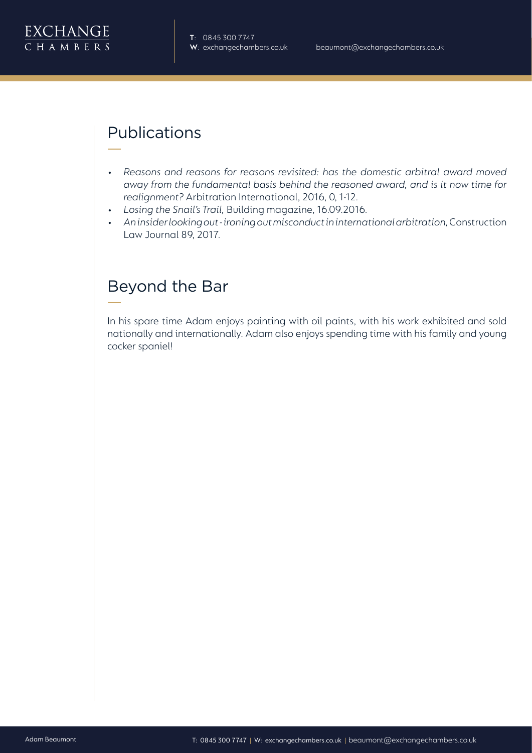## Publications

- *Reasons and reasons for reasons revisited: has the domestic arbitral award moved away from the fundamental basis behind the reasoned award, and is it now time for realignment?* Arbitration International, 2016, 0, 1-12.
- *Losing the Snail's Trail,* Building magazine, 16.09.2016.
- *An insider looking out - ironing out misconduct in international arbitration,* Construction Law Journal 89, 2017.

## Beyond the Bar

In his spare time Adam enjoys painting with oil paints, with his work exhibited and sold nationally and internationally. Adam also enjoys spending time with his family and young cocker spaniel!